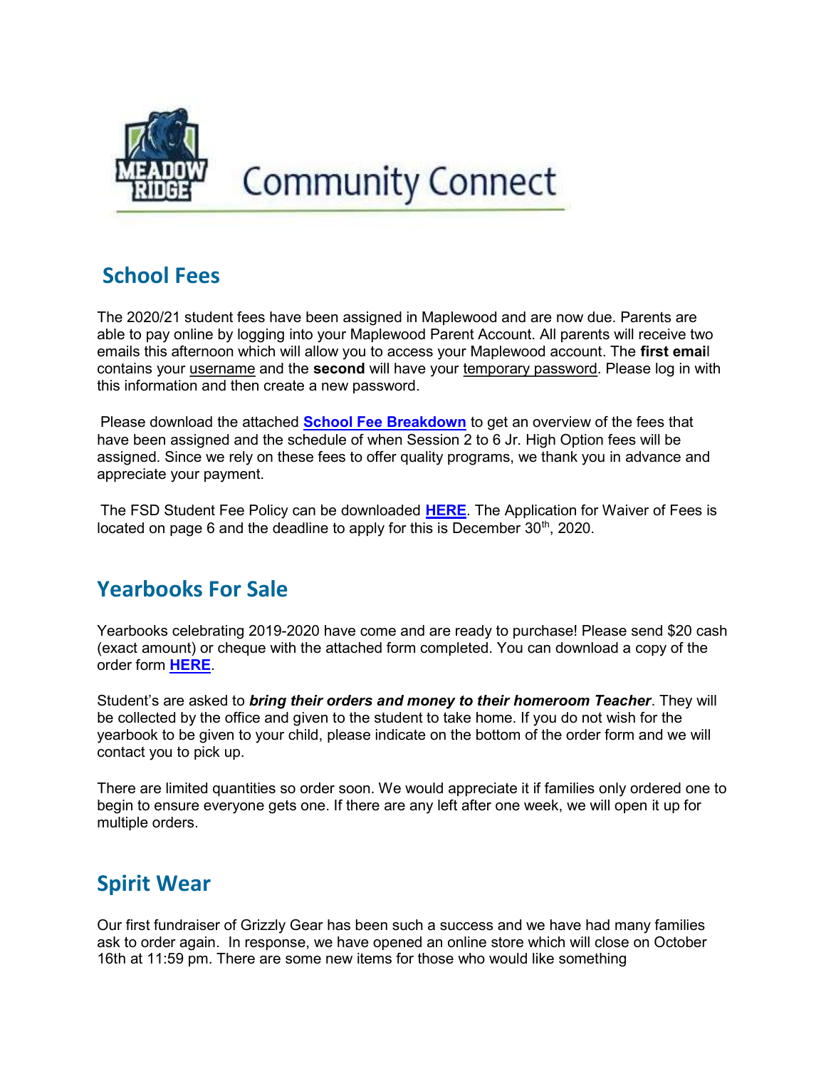# Community Connect

## School Fees

The 2020/21 student fees have been assigned in Maplewood and are now due. Parents are able to pay online by logging into your Maplewood Parent Account. All parents will receive two emails this afternoon which will allow you to access your Maplewood account. The **first email** contains your username and the **second** will have your temporary password. Please log in with this information and then create a new password.

Please download the attached **School Fee Breakdown** to get an overview of the fees that have been assigned and the schedule of when Session 2 to 6 Jr. High Option fees will be assigned. Since we rely on these fees to offer quality programs, we thank you in advance and appreciate your payment.

The FSD Student Fee Policy can be downloaded **HERE**. The Application for Waiver of Fees is located on page 6 and the deadline to apply for this is December 30th, 2020.

## Yearbooks For Sale

Yearbooks celebrating 2019-2020 have come and are ready to purchase! Please send $20 cash (exact amount) or cheque with the attached form completed. You can download a copy of the order form **HERE**.

Student's are asked to ***bring their orders and money to their homeroom Teacher***. They will be collected by the office and given to the student to take home. If you do not wish for the yearbook to be given to your child, please indicate on the bottom of the order form and we will contact you to pick up.

There are limited quantities so order soon. We would appreciate it if families only ordered one to begin to ensure everyone gets one. If there are any left after one week, we will open it up for multiple orders.

## Spirit Wear

Our first fundraiser of Grizzly Gear has been such a success and we have had many families ask to order again. In response, we have opened an online store which will close on October 16th at 11:59 pm. There are some new items for those who would like something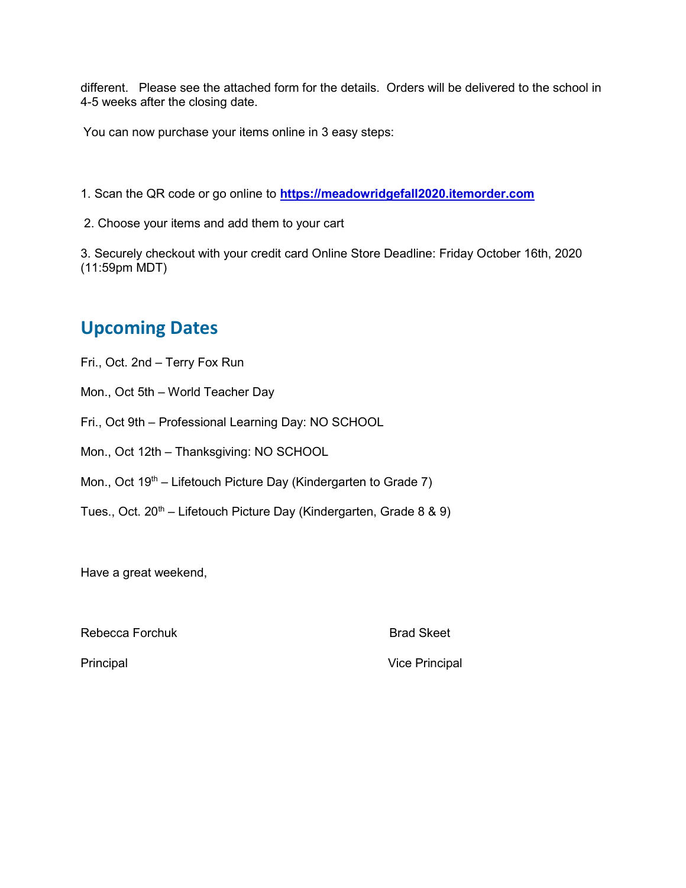different. Please see the attached form for the details. Orders will be delivered to the school in 4-5 weeks after the closing date.

You can now purchase your items online in 3 easy steps:

1. Scan the QR code or go online to **https://meadowridgefall2020.itemorder.com**

2. Choose your items and add them to your cart

3. Securely checkout with your credit card Online Store Deadline: Friday October 16th, 2020 (11:59pm MDT)

## Upcoming Dates

Fri., Oct. 2nd – Terry Fox Run

Mon., Oct 5th – World Teacher Day

Fri., Oct 9th – Professional Learning Day: NO SCHOOL

Mon., Oct 12th – Thanksgiving: NO SCHOOL

Mon., Oct 19th – Lifetouch Picture Day (Kindergarten to Grade 7)

Tues., Oct. 20th – Lifetouch Picture Day (Kindergarten, Grade 8 & 9)

Have a great weekend,

Rebecca Forchuk
Principal

Brad Skeet
Vice Principal